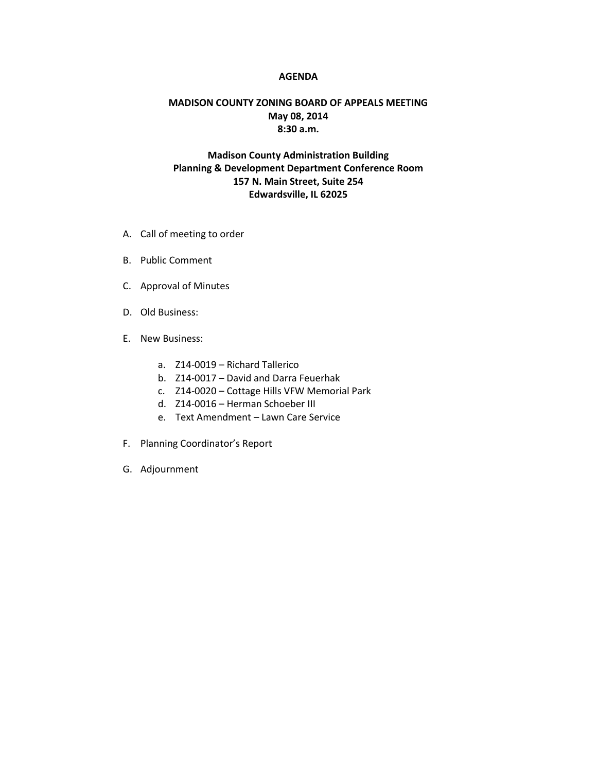# AGENDA

## MADISON COUNTY ZONING BOARD OF APPEALS MEETING
**May 08, 2014**
**8:30 a.m.**

**Madison County Administration Building**
**Planning & Development Department Conference Room**
**157 N. Main Street, Suite 254**
**Edwardsville, IL 62025**

A. Call of meeting to order

B. Public Comment

C. Approval of Minutes

D. Old Business:

E. New Business:

   a. Z14-0019 – Richard Tallerico
   b. Z14-0017 – David and Darra Feuerhak
   c. Z14-0020 – Cottage Hills VFW Memorial Park
   d. Z14-0016 – Herman Schoeber III
   e. Text Amendment – Lawn Care Service

F. Planning Coordinator's Report

G. Adjournment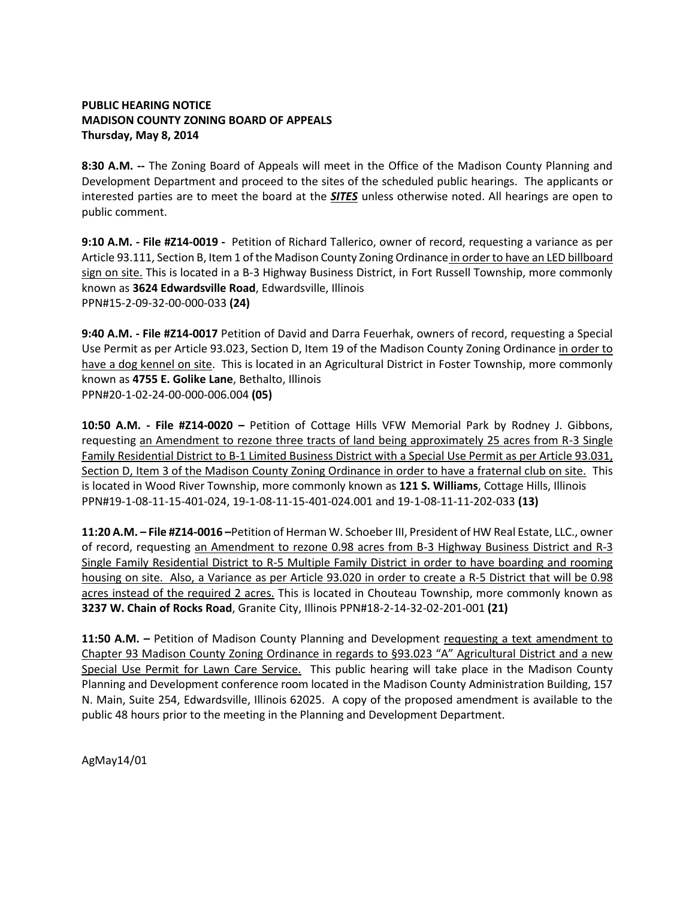**PUBLIC HEARING NOTICE**
**MADISON COUNTY ZONING BOARD OF APPEALS**
**Thursday, May 8, 2014**

**8:30 A.M. --** The Zoning Board of Appeals will meet in the Office of the Madison County Planning and Development Department and proceed to the sites of the scheduled public hearings. The applicants or interested parties are to meet the board at the ***SITES*** unless otherwise noted. All hearings are open to public comment.

**9:10 A.M. - File #Z14-0019 -** Petition of Richard Tallerico, owner of record, requesting a variance as per Article 93.111, Section B, Item 1 of the Madison County Zoning Ordinance in order to have an LED billboard sign on site. This is located in a B-3 Highway Business District, in Fort Russell Township, more commonly known as **3624 Edwardsville Road**, Edwardsville, Illinois
PPN#15-2-09-32-00-000-033 **(24)**

**9:40 A.M. - File #Z14-0017** Petition of David and Darra Feuerhak, owners of record, requesting a Special Use Permit as per Article 93.023, Section D, Item 19 of the Madison County Zoning Ordinance in order to have a dog kennel on site. This is located in an Agricultural District in Foster Township, more commonly known as **4755 E. Golike Lane**, Bethalto, Illinois
PPN#20-1-02-24-00-000-006.004 **(05)**

**10:50 A.M. - File #Z14-0020 –** Petition of Cottage Hills VFW Memorial Park by Rodney J. Gibbons, requesting an Amendment to rezone three tracts of land being approximately 25 acres from R-3 Single Family Residential District to B-1 Limited Business District with a Special Use Permit as per Article 93.031, Section D, Item 3 of the Madison County Zoning Ordinance in order to have a fraternal club on site. This is located in Wood River Township, more commonly known as **121 S. Williams**, Cottage Hills, Illinois
PPN#19-1-08-11-15-401-024, 19-1-08-11-15-401-024.001 and 19-1-08-11-11-202-033 **(13)**

**11:20 A.M. – File #Z14-0016 –** Petition of Herman W. Schoeber III, President of HW Real Estate, LLC., owner of record, requesting an Amendment to rezone 0.98 acres from B-3 Highway Business District and R-3 Single Family Residential District to R-5 Multiple Family District in order to have boarding and rooming housing on site. Also, a Variance as per Article 93.020 in order to create a R-5 District that will be 0.98 acres instead of the required 2 acres. This is located in Chouteau Township, more commonly known as **3237 W. Chain of Rocks Road**, Granite City, Illinois PPN#18-2-14-32-02-201-001 **(21)**

**11:50 A.M. –** Petition of Madison County Planning and Development requesting a text amendment to Chapter 93 Madison County Zoning Ordinance in regards to §93.023 "A" Agricultural District and a new Special Use Permit for Lawn Care Service. This public hearing will take place in the Madison County Planning and Development conference room located in the Madison County Administration Building, 157 N. Main, Suite 254, Edwardsville, Illinois 62025. A copy of the proposed amendment is available to the public 48 hours prior to the meeting in the Planning and Development Department.

AgMay14/01